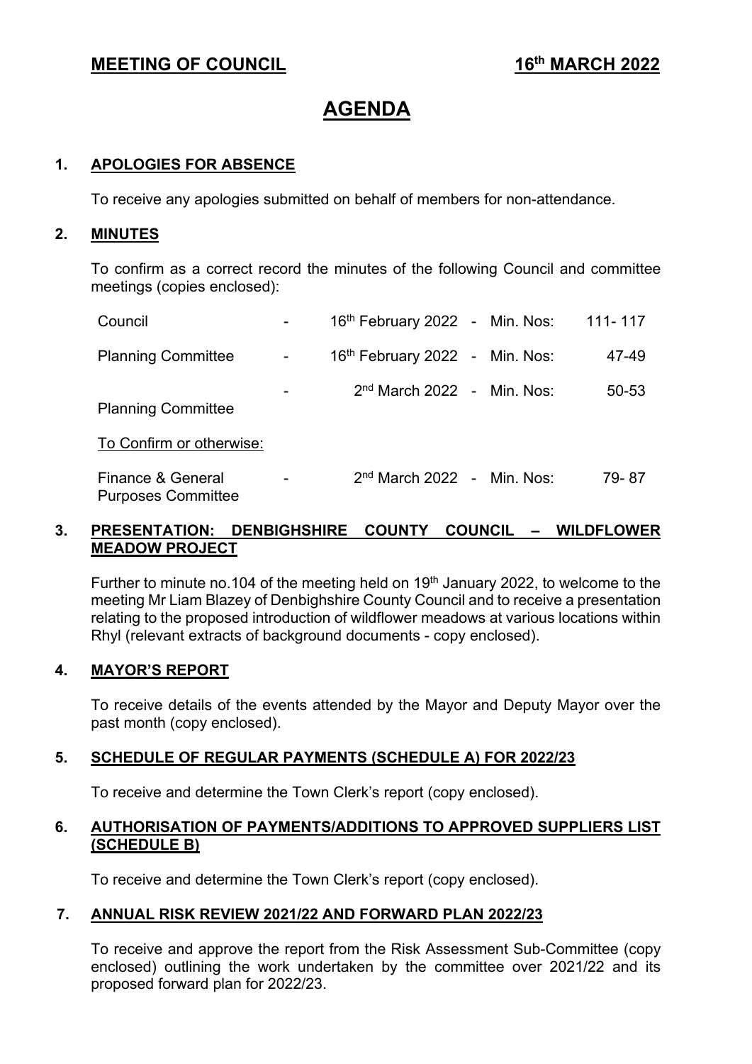**MEETING OF COUNCIL** **16th MARCH 2022**

# AGENDA

## 1. APOLOGIES FOR ABSENCE

To receive any apologies submitted on behalf of members for non-attendance.

## 2. MINUTES

To confirm as a correct record the minutes of the following Council and committee meetings (copies enclosed):

| | | | | |
|---|---|---|---|---|
| Council | - | 16th February 2022 | - Min. Nos: | 111- 117 |
| Planning Committee | - | 16th February 2022 | - Min. Nos: | 47-49 |
| Planning Committee | - | 2nd March 2022 | - Min. Nos: | 50-53 |
| To Confirm or otherwise: | | | | |
| Finance & General Purposes Committee | - | 2nd March 2022 | - Min. Nos: | 79- 87 |

## 3. PRESENTATION: DENBIGHSHIRE COUNTY COUNCIL – WILDFLOWER MEADOW PROJECT

Further to minute no.104 of the meeting held on 19th January 2022, to welcome to the meeting Mr Liam Blazey of Denbighshire County Council and to receive a presentation relating to the proposed introduction of wildflower meadows at various locations within Rhyl (relevant extracts of background documents - copy enclosed).

## 4. MAYOR'S REPORT

To receive details of the events attended by the Mayor and Deputy Mayor over the past month (copy enclosed).

## 5. SCHEDULE OF REGULAR PAYMENTS (SCHEDULE A) FOR 2022/23

To receive and determine the Town Clerk's report (copy enclosed).

## 6. AUTHORISATION OF PAYMENTS/ADDITIONS TO APPROVED SUPPLIERS LIST (SCHEDULE B)

To receive and determine the Town Clerk's report (copy enclosed).

## 7. ANNUAL RISK REVIEW 2021/22 AND FORWARD PLAN 2022/23

To receive and approve the report from the Risk Assessment Sub-Committee (copy enclosed) outlining the work undertaken by the committee over 2021/22 and its proposed forward plan for 2022/23.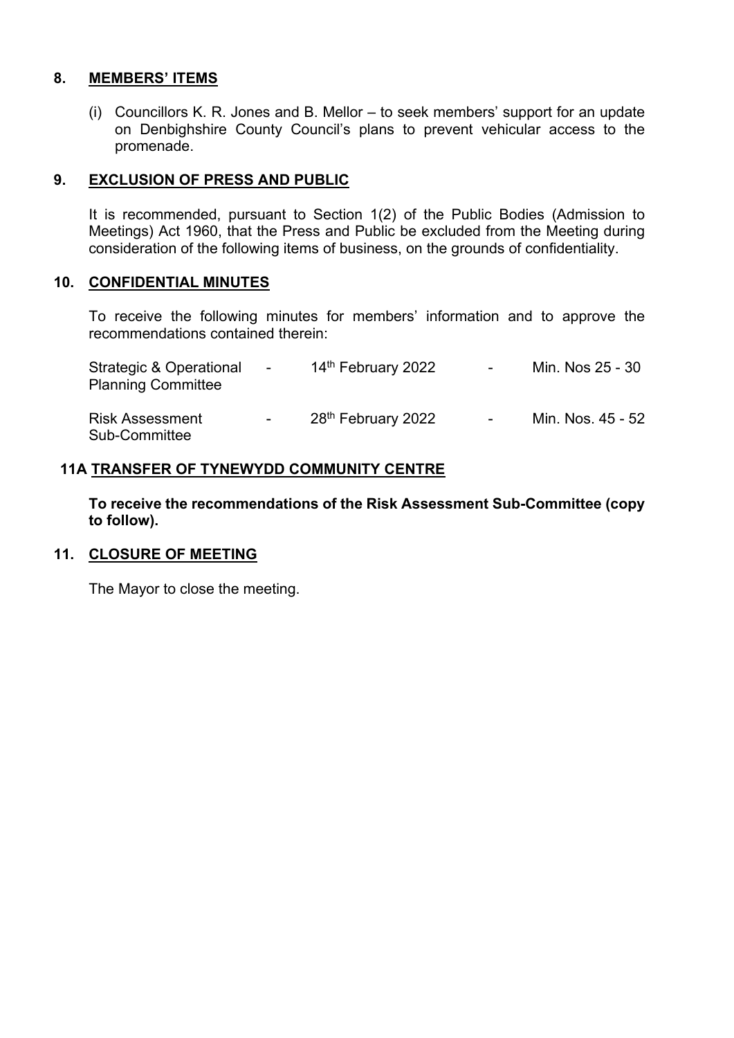## 8. MEMBERS' ITEMS

(i) Councillors K. R. Jones and B. Mellor – to seek members' support for an update on Denbighshire County Council's plans to prevent vehicular access to the promenade.

## 9. EXCLUSION OF PRESS AND PUBLIC

It is recommended, pursuant to Section 1(2) of the Public Bodies (Admission to Meetings) Act 1960, that the Press and Public be excluded from the Meeting during consideration of the following items of business, on the grounds of confidentiality.

## 10. CONFIDENTIAL MINUTES

To receive the following minutes for members' information and to approve the recommendations contained therein:

| | | | | |
|---|---|---|---|---|
| Strategic & Operational Planning Committee | - | 14th February 2022 | - | Min. Nos 25 - 30 |
| Risk Assessment Sub-Committee | - | 28th February 2022 | - | Min. Nos. 45 - 52 |

## 11A TRANSFER OF TYNEWYDD COMMUNITY CENTRE

**To receive the recommendations of the Risk Assessment Sub-Committee (copy to follow).**

## 11. CLOSURE OF MEETING

The Mayor to close the meeting.